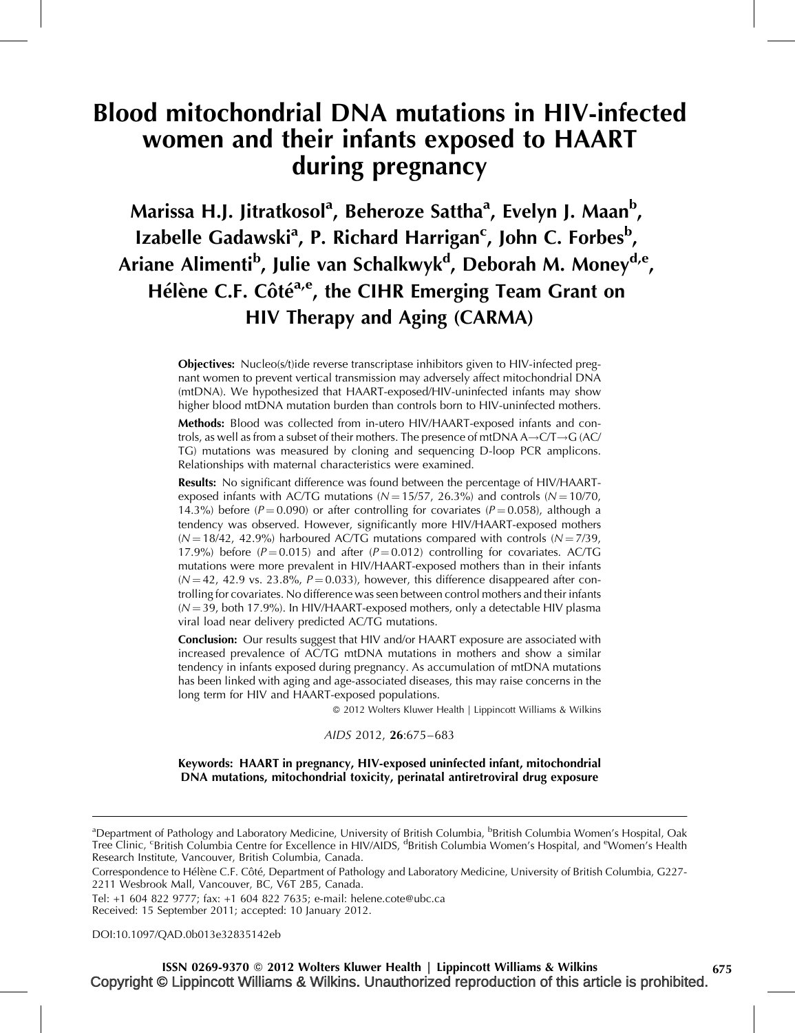# Blood mitochondrial DNA mutations in HIV-infected women and their infants exposed to HAART during pregnancy

**Marissa H.J. Jitratkosol[a], Beheroze Sattha[a], Evelyn J. Maan[b], Izabelle Gadawski[a], P. Richard Harrigan[c], John C. Forbes[b], Ariane Alimenti[b], Julie van Schalkwyk[d], Deborah M. Money[d,e], Hélène C.F. Côté[a,e], the CIHR Emerging Team Grant on HIV Therapy and Aging (CARMA)**

**Objectives:** Nucleo(s/t)ide reverse transcriptase inhibitors given to HIV-infected pregnant women to prevent vertical transmission may adversely affect mitochondrial DNA (mtDNA). We hypothesized that HAART-exposed/HIV-uninfected infants may show higher blood mtDNA mutation burden than controls born to HIV-uninfected mothers.

**Methods:** Blood was collected from in-utero HIV/HAART-exposed infants and controls, as well as from a subset of their mothers. The presence of mtDNA A→C/T→G (AC/TG) mutations was measured by cloning and sequencing D-loop PCR amplicons. Relationships with maternal characteristics were examined.

**Results:** No significant difference was found between the percentage of HIV/HAART-exposed infants with AC/TG mutations ($N = 15/57$, 26.3%) and controls ($N = 10/70$, 14.3%) before ($P = 0.090$) or after controlling for covariates ($P = 0.058$), although a tendency was observed. However, significantly more HIV/HAART-exposed mothers ($N = 18/42$, 42.9%) harboured AC/TG mutations compared with controls ($N = 7/39$, 17.9%) before ($P = 0.015$) and after ($P = 0.012$) controlling for covariates. AC/TG mutations were more prevalent in HIV/HAART-exposed mothers than in their infants ($N = 42$, 42.9 vs. 23.8%, $P = 0.033$), however, this difference disappeared after controlling for covariates. No difference was seen between control mothers and their infants ($N = 39$, both 17.9%). In HIV/HAART-exposed mothers, only a detectable HIV plasma viral load near delivery predicted AC/TG mutations.

**Conclusion:** Our results suggest that HIV and/or HAART exposure are associated with increased prevalence of AC/TG mtDNA mutations in mothers and show a similar tendency in infants exposed during pregnancy. As accumulation of mtDNA mutations has been linked with aging and age-associated diseases, this may raise concerns in the long term for HIV and HAART-exposed populations.

© 2012 Wolters Kluwer Health | Lippincott Williams & Wilkins

*AIDS* 2012, **26**:675–683

**Keywords: HAART in pregnancy, HIV-exposed uninfected infant, mitochondrial DNA mutations, mitochondrial toxicity, perinatal antiretroviral drug exposure**

---

[a]Department of Pathology and Laboratory Medicine, University of British Columbia, [b]British Columbia Women's Hospital, Oak Tree Clinic, [c]British Columbia Centre for Excellence in HIV/AIDS, [d]British Columbia Women's Hospital, and [e]Women's Health Research Institute, Vancouver, British Columbia, Canada.

Correspondence to Hélène C.F. Côté, Department of Pathology and Laboratory Medicine, University of British Columbia, G227-2211 Wesbrook Mall, Vancouver, BC, V6T 2B5, Canada.

Tel: +1 604 822 9777; fax: +1 604 822 7635; e-mail: helene.cote@ubc.ca

Received: 15 September 2011; accepted: 10 January 2012.

DOI:10.1097/QAD.0b013e32835142eb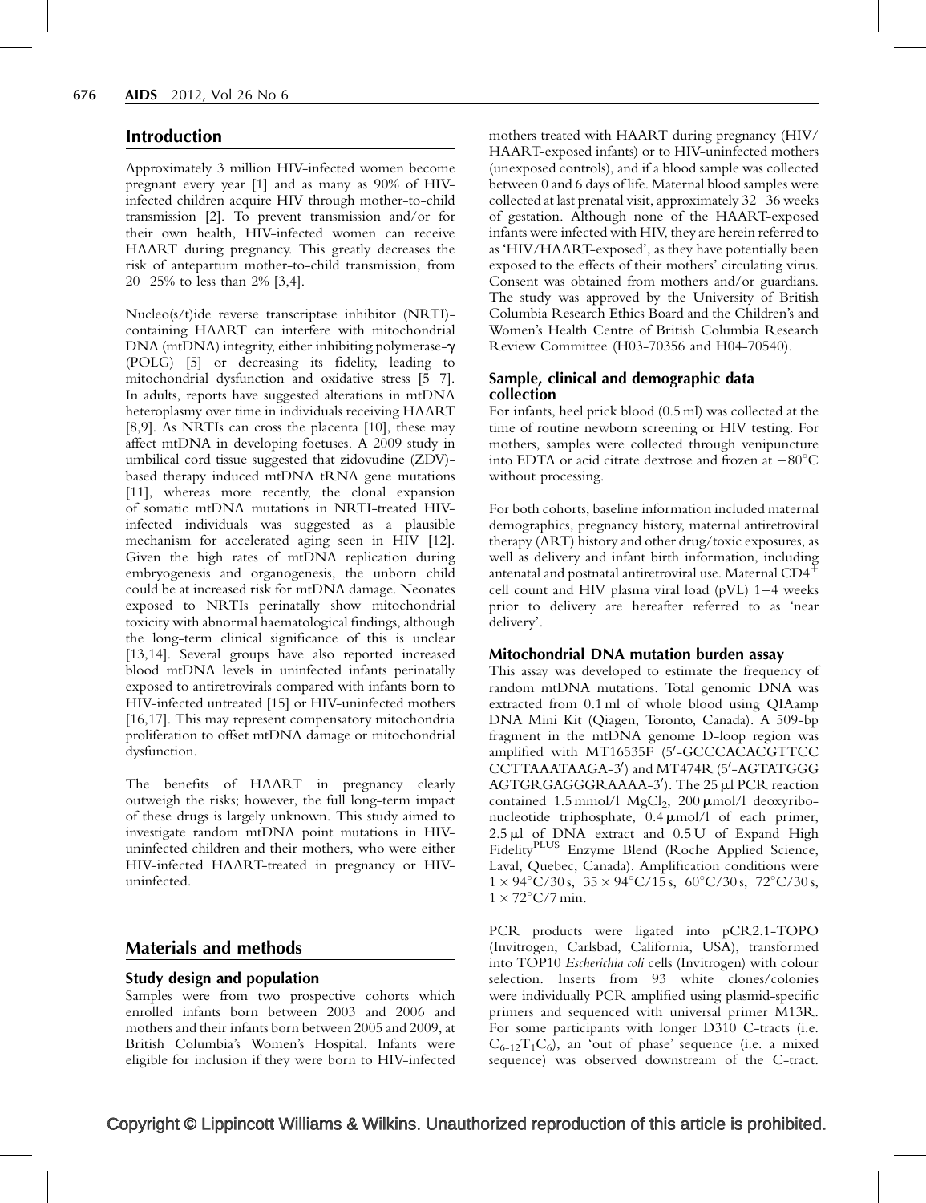## Introduction

Approximately 3 million HIV-infected women become pregnant every year [1] and as many as 90% of HIV-infected children acquire HIV through mother-to-child transmission [2]. To prevent transmission and/or for their own health, HIV-infected women can receive HAART during pregnancy. This greatly decreases the risk of antepartum mother-to-child transmission, from 20–25% to less than 2% [3,4].

Nucleo(s/t)ide reverse transcriptase inhibitor (NRTI)-containing HAART can interfere with mitochondrial DNA (mtDNA) integrity, either inhibiting polymerase-γ (POLG) [5] or decreasing its fidelity, leading to mitochondrial dysfunction and oxidative stress [5–7]. In adults, reports have suggested alterations in mtDNA heteroplasmy over time in individuals receiving HAART [8,9]. As NRTIs can cross the placenta [10], these may affect mtDNA in developing foetuses. A 2009 study in umbilical cord tissue suggested that zidovudine (ZDV)-based therapy induced mtDNA tRNA gene mutations [11], whereas more recently, the clonal expansion of somatic mtDNA mutations in NRTI-treated HIV-infected individuals was suggested as a plausible mechanism for accelerated aging seen in HIV [12]. Given the high rates of mtDNA replication during embryogenesis and organogenesis, the unborn child could be at increased risk for mtDNA damage. Neonates exposed to NRTIs perinatally show mitochondrial toxicity with abnormal haematological findings, although the long-term clinical significance of this is unclear [13,14]. Several groups have also reported increased blood mtDNA levels in uninfected infants perinatally exposed to antiretrovirals compared with infants born to HIV-infected untreated [15] or HIV-uninfected mothers [16,17]. This may represent compensatory mitochondria proliferation to offset mtDNA damage or mitochondrial dysfunction.

The benefits of HAART in pregnancy clearly outweigh the risks; however, the full long-term impact of these drugs is largely unknown. This study aimed to investigate random mtDNA point mutations in HIV-uninfected children and their mothers, who were either HIV-infected HAART-treated in pregnancy or HIV-uninfected.

## Materials and methods

### Study design and population

Samples were from two prospective cohorts which enrolled infants born between 2003 and 2006 and mothers and their infants born between 2005 and 2009, at British Columbia's Women's Hospital. Infants were eligible for inclusion if they were born to HIV-infected mothers treated with HAART during pregnancy (HIV/HAART-exposed infants) or to HIV-uninfected mothers (unexposed controls), and if a blood sample was collected between 0 and 6 days of life. Maternal blood samples were collected at last prenatal visit, approximately 32–36 weeks of gestation. Although none of the HAART-exposed infants were infected with HIV, they are herein referred to as 'HIV/HAART-exposed', as they have potentially been exposed to the effects of their mothers' circulating virus. Consent was obtained from mothers and/or guardians. The study was approved by the University of British Columbia Research Ethics Board and the Children's and Women's Health Centre of British Columbia Research Review Committee (H03-70356 and H04-70540).

### Sample, clinical and demographic data collection

For infants, heel prick blood (0.5 ml) was collected at the time of routine newborn screening or HIV testing. For mothers, samples were collected through venipuncture into EDTA or acid citrate dextrose and frozen at −80°C without processing.

For both cohorts, baseline information included maternal demographics, pregnancy history, maternal antiretroviral therapy (ART) history and other drug/toxic exposures, as well as delivery and infant birth information, including antenatal and postnatal antiretroviral use. Maternal $CD4^+$ cell count and HIV plasma viral load (pVL) 1–4 weeks prior to delivery are hereafter referred to as 'near delivery'.

### Mitochondrial DNA mutation burden assay

This assay was developed to estimate the frequency of random mtDNA mutations. Total genomic DNA was extracted from 0.1 ml of whole blood using QIAamp DNA Mini Kit (Qiagen, Toronto, Canada). A 509-bp fragment in the mtDNA genome D-loop region was amplified with MT16535F (5′-GCCCACACGTTCC CCTTAAATAAGA-3′) and MT474R (5′-AGTATGGG AGTGRGAGGGRAAAA-3′). The 25 μl PCR reaction contained 1.5 mmol/l $MgCl_2$, 200 μmol/l deoxyribonucleotide triphosphate, 0.4 μmol/l of each primer, 2.5 μl of DNA extract and 0.5 U of Expand High Fidelity$^{PLUS}$ Enzyme Blend (Roche Applied Science, Laval, Quebec, Canada). Amplification conditions were 1 × 94°C/30 s, 35 × 94°C/15 s, 60°C/30 s, 72°C/30 s, 1 × 72°C/7 min.

PCR products were ligated into pCR2.1-TOPO (Invitrogen, Carlsbad, California, USA), transformed into TOP10 *Escherichia coli* cells (Invitrogen) with colour selection. Inserts from 93 white clones/colonies were individually PCR amplified using plasmid-specific primers and sequenced with universal primer M13R. For some participants with longer D310 C-tracts (i.e. $C_{6-12}T_1C_6$), an 'out of phase' sequence (i.e. a mixed sequence) was observed downstream of the C-tract.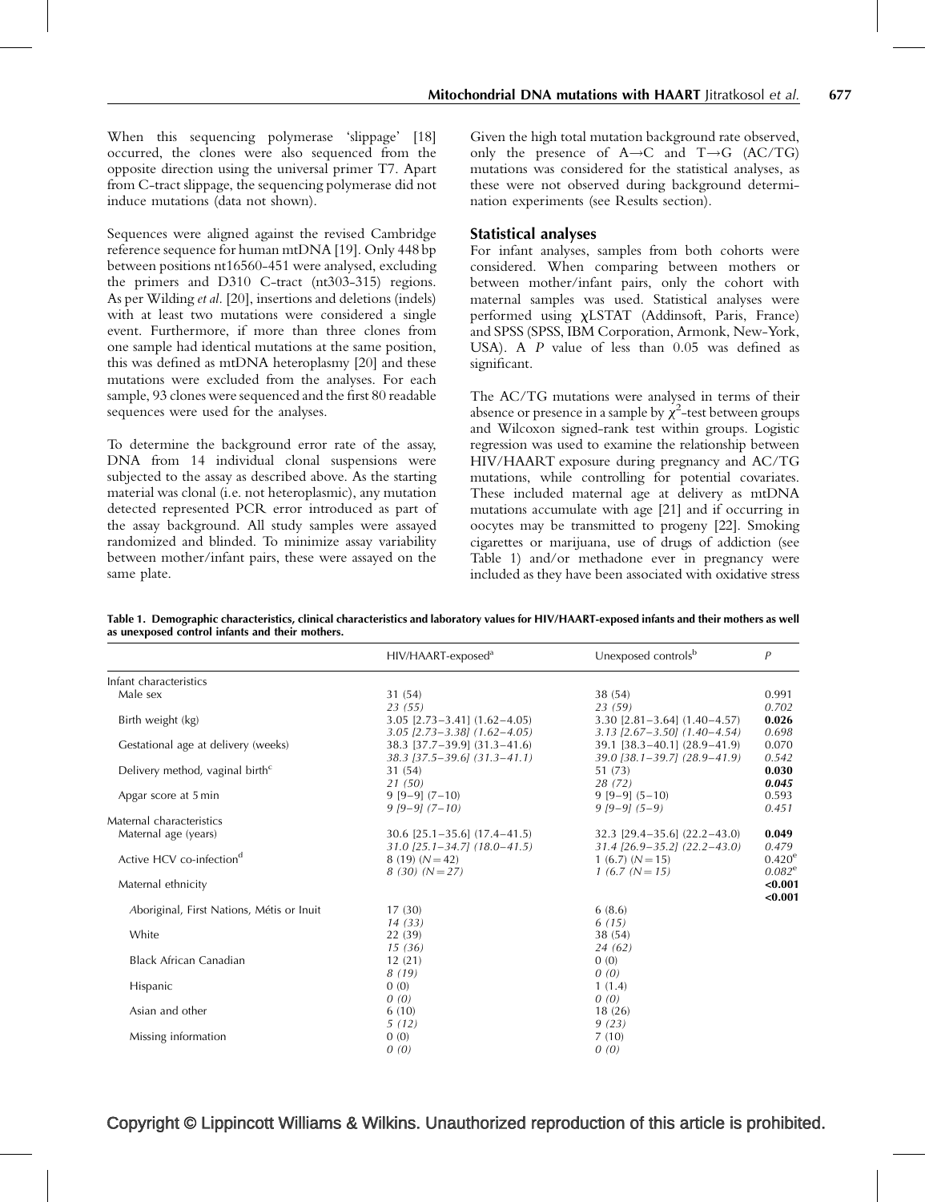When this sequencing polymerase 'slippage' [18] occurred, the clones were also sequenced from the opposite direction using the universal primer T7. Apart from C-tract slippage, the sequencing polymerase did not induce mutations (data not shown).

Sequences were aligned against the revised Cambridge reference sequence for human mtDNA [19]. Only 448 bp between positions nt16560-451 were analysed, excluding the primers and D310 C-tract (nt303-315) regions. As per Wilding *et al.* [20], insertions and deletions (indels) with at least two mutations were considered a single event. Furthermore, if more than three clones from one sample had identical mutations at the same position, this was defined as mtDNA heteroplasmy [20] and these mutations were excluded from the analyses. For each sample, 93 clones were sequenced and the first 80 readable sequences were used for the analyses.

To determine the background error rate of the assay, DNA from 14 individual clonal suspensions were subjected to the assay as described above. As the starting material was clonal (i.e. not heteroplasmic), any mutation detected represented PCR error introduced as part of the assay background. All study samples were assayed randomized and blinded. To minimize assay variability between mother/infant pairs, these were assayed on the same plate.

Given the high total mutation background rate observed, only the presence of A→C and T→G (AC/TG) mutations was considered for the statistical analyses, as these were not observed during background determination experiments (see Results section).

## Statistical analyses

For infant analyses, samples from both cohorts were considered. When comparing between mothers or between mother/infant pairs, only the cohort with maternal samples was used. Statistical analyses were performed using χLSTAT (Addinsoft, Paris, France) and SPSS (SPSS, IBM Corporation, Armonk, New-York, USA). A *P* value of less than 0.05 was defined as significant.

The AC/TG mutations were analysed in terms of their absence or presence in a sample by $\chi^2$-test between groups and Wilcoxon signed-rank test within groups. Logistic regression was used to examine the relationship between HIV/HAART exposure during pregnancy and AC/TG mutations, while controlling for potential covariates. These included maternal age at delivery as mtDNA mutations accumulate with age [21] and if occurring in oocytes may be transmitted to progeny [22]. Smoking cigarettes or marijuana, use of drugs of addiction (see Table 1) and/or methadone ever in pregnancy were included as they have been associated with oxidative stress

**Table 1. Demographic characteristics, clinical characteristics and laboratory values for HIV/HAART-exposed infants and their mothers as well as unexposed control infants and their mothers.**

| | HIV/HAART-exposed[a] | Unexposed controls[b] | *P* |
|---|---|---|---|
| Infant characteristics | | | |
| Male sex | 31 (54)<br>*23 (55)* | 38 (54)<br>*23 (59)* | 0.991<br>*0.702* |
| Birth weight (kg) | 3.05 [2.73–3.41] (1.62–4.05)<br>*3.05 [2.73–3.38] (1.62–4.05)* | 3.30 [2.81–3.64] (1.40–4.57)<br>*3.13 [2.67–3.50] (1.40–4.54)* | **0.026**<br>*0.698* |
| Gestational age at delivery (weeks) | 38.3 [37.7–39.9] (31.3–41.6)<br>*38.3 [37.5–39.6] (31.3–41.1)* | 39.1 [38.3–40.1] (28.9–41.9)<br>*39.0 [38.1–39.7] (28.9–41.9)* | 0.070<br>*0.542* |
| Delivery method, vaginal birth[c] | 31 (54)<br>*21 (50)* | 51 (73)<br>*28 (72)* | **0.030**<br>***0.045*** |
| Apgar score at 5 min | 9 [9–9] (7–10)<br>*9 [9–9] (7–10)* | 9 [9–9] (5–10)<br>*9 [9–9] (5–9)* | 0.593<br>*0.451* |
| Maternal characteristics | | | |
| Maternal age (years) | 30.6 [25.1–35.6] (17.4–41.5)<br>*31.0 [25.1–34.7] (18.0–41.5)* | 32.3 [29.4–35.6] (22.2–43.0)<br>*31.4 [26.9–35.2] (22.2–43.0)* | **0.049**<br>*0.479* |
| Active HCV co-infection[d] | 8 (19) (*N* = 42)<br>*8 (30) (N = 27)* | 1 (6.7) (*N* = 15)<br>*1 (6.7 (N = 15)* | 0.420[e]<br>*0.082[e]* |
| Maternal ethnicity | | | **<0.001**<br>***<0.001*** |
| *Aboriginal, First Nations, Métis or Inuit* | 17 (30)<br>*14 (33)* | 6 (8.6)<br>*6 (15)* | |
| White | 22 (39)<br>*15 (36)* | 38 (54)<br>*24 (62)* | |
| Black African Canadian | 12 (21)<br>*8 (19)* | 0 (0)<br>*0 (0)* | |
| Hispanic | 0 (0)<br>*0 (0)* | 1 (1.4)<br>*0 (0)* | |
| Asian and other | 6 (10)<br>*5 (12)* | 18 (26)<br>*9 (23)* | |
| Missing information | 0 (0)<br>*0 (0)* | 7 (10)<br>*0 (0)* | |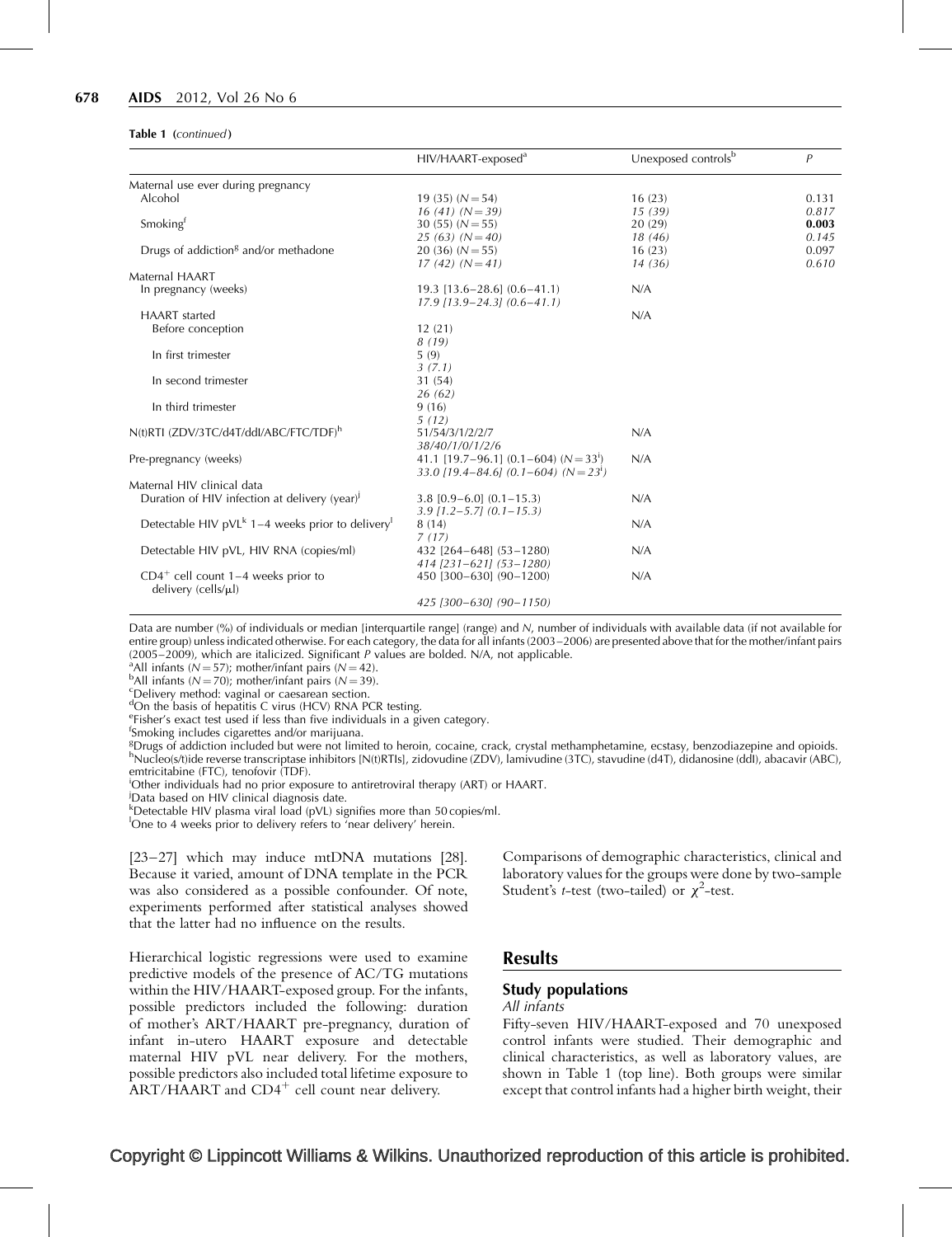**Table 1** (*continued*)

| | HIV/HAART-exposed[a] | Unexposed controls[b] | *P* |
|---|---|---|---|
| Maternal use ever during pregnancy | | | |
| Alcohol | 19 (35) (*N* = 54) | 16 (23) | 0.131 |
| | *16 (41) (N = 39)* | *15 (39)* | *0.817* |
| Smoking[f] | 30 (55) (*N* = 55) | 20 (29) | **0.003** |
| | *25 (63) (N = 40)* | *18 (46)* | *0.145* |
| Drugs of addiction[g] and/or methadone | 20 (36) (*N* = 55) | 16 (23) | 0.097 |
| | *17 (42) (N = 41)* | *14 (36)* | *0.610* |
| Maternal HAART | | | |
| In pregnancy (weeks) | 19.3 [13.6–28.6] (0.6–41.1) | N/A | |
| | *17.9 [13.9–24.3] (0.6–41.1)* | | |
| HAART started | | N/A | |
| Before conception | 12 (21) | | |
| | *8 (19)* | | |
| In first trimester | 5 (9) | | |
| | *3 (7.1)* | | |
| In second trimester | 31 (54) | | |
| | *26 (62)* | | |
| In third trimester | 9 (16) | | |
| | *5 (12)* | | |
| N(t)RTI (ZDV/3TC/d4T/ddI/ABC/FTC/TDF)[h] | 51/54/3/1/2/2/7 | N/A | |
| | *38/40/1/0/1/2/6* | | |
| Pre-pregnancy (weeks) | 41.1 [19.7–96.1] (0.1–604) (*N* = 33[i]) | N/A | |
| | *33.0 [19.4–84.6] (0.1–604) (N = 23[i])* | | |
| Maternal HIV clinical data | | | |
| Duration of HIV infection at delivery (year)[j] | 3.8 [0.9–6.0] (0.1–15.3) | N/A | |
| | *3.9 [1.2–5.7] (0.1–15.3)* | | |
| Detectable HIV pVL[k] 1–4 weeks prior to delivery[l] | 8 (14) | N/A | |
| | *7 (17)* | | |
| Detectable HIV pVL, HIV RNA (copies/ml) | 432 [264–648] (53–1280) | N/A | |
| | *414 [231–621] (53–1280)* | | |
| $CD4^+$ cell count 1–4 weeks prior to delivery (cells/μl) | 450 [300–630] (90–1200) | N/A | |
| | *425 [300–630] (90–1150)* | | |

Data are number (%) of individuals or median [interquartile range] (range) and *N*, number of individuals with available data (if not available for entire group) unless indicated otherwise. For each category, the data for all infants (2003–2006) are presented above that for the mother/infant pairs (2005–2009), which are italicized. Significant *P* values are bolded. N/A, not applicable.
[a]All infants (*N* = 57); mother/infant pairs (*N* = 42).
[b]All infants (*N* = 70); mother/infant pairs (*N* = 39).
[c]Delivery method: vaginal or caesarean section.
[d]On the basis of hepatitis C virus (HCV) RNA PCR testing.
[e]Fisher's exact test used if less than five individuals in a given category.
[f]Smoking includes cigarettes and/or marijuana.
[g]Drugs of addiction included but were not limited to heroin, cocaine, crack, crystal methamphetamine, ecstasy, benzodiazepine and opioids.
[h]Nucleo(s/t)ide reverse transcriptase inhibitors [N(t)RTIs], zidovudine (ZDV), lamivudine (3TC), stavudine (d4T), didanosine (ddI), abacavir (ABC), emtricitabine (FTC), tenofovir (TDF).
[i]Other individuals had no prior exposure to antiretroviral therapy (ART) or HAART.
[j]Data based on HIV clinical diagnosis date.
[k]Detectable HIV plasma viral load (pVL) signifies more than 50 copies/ml.
[l]One to 4 weeks prior to delivery refers to 'near delivery' herein.

[23–27] which may induce mtDNA mutations [28]. Because it varied, amount of DNA template in the PCR was also considered as a possible confounder. Of note, experiments performed after statistical analyses showed that the latter had no influence on the results.

Hierarchical logistic regressions were used to examine predictive models of the presence of AC/TG mutations within the HIV/HAART-exposed group. For the infants, possible predictors included the following: duration of mother's ART/HAART pre-pregnancy, duration of infant in-utero HAART exposure and detectable maternal HIV pVL near delivery. For the mothers, possible predictors also included total lifetime exposure to ART/HAART and $CD4^+$ cell count near delivery.

Comparisons of demographic characteristics, clinical and laboratory values for the groups were done by two-sample Student's *t*-test (two-tailed) or $\chi^2$-test.

## Results

### Study populations

*All infants*

Fifty-seven HIV/HAART-exposed and 70 unexposed control infants were studied. Their demographic and clinical characteristics, as well as laboratory values, are shown in Table 1 (top line). Both groups were similar except that control infants had a higher birth weight, their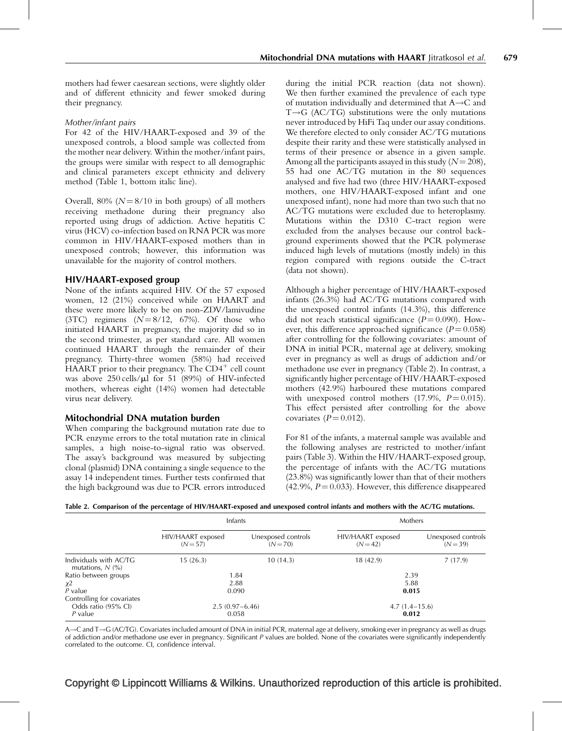mothers had fewer caesarean sections, were slightly older and of different ethnicity and fewer smoked during their pregnancy.

#### Mother/infant pairs

For 42 of the HIV/HAART-exposed and 39 of the unexposed controls, a blood sample was collected from the mother near delivery. Within the mother/infant pairs, the groups were similar with respect to all demographic and clinical parameters except ethnicity and delivery method (Table 1, bottom italic line).

Overall, 80% ($N = 8/10$ in both groups) of all mothers receiving methadone during their pregnancy also reported using drugs of addiction. Active hepatitis C virus (HCV) co-infection based on RNA PCR was more common in HIV/HAART-exposed mothers than in unexposed controls; however, this information was unavailable for the majority of control mothers.

### HIV/HAART-exposed group

None of the infants acquired HIV. Of the 57 exposed women, 12 (21%) conceived while on HAART and these were more likely to be on non-ZDV/lamivudine (3TC) regimens ($N = 8/12$, 67%). Of those who initiated HAART in pregnancy, the majority did so in the second trimester, as per standard care. All women continued HAART through the remainder of their pregnancy. Thirty-three women (58%) had received HAART prior to their pregnancy. The $CD4^{+}$ cell count was above 250 cells/μl for 51 (89%) of HIV-infected mothers, whereas eight (14%) women had detectable virus near delivery.

### Mitochondrial DNA mutation burden

When comparing the background mutation rate due to PCR enzyme errors to the total mutation rate in clinical samples, a high noise-to-signal ratio was observed. The assay's background was measured by subjecting clonal (plasmid) DNA containing a single sequence to the assay 14 independent times. Further tests confirmed that the high background was due to PCR errors introduced during the initial PCR reaction (data not shown). We then further examined the prevalence of each type of mutation individually and determined that A→C and T→G (AC/TG) substitutions were the only mutations never introduced by HiFi Taq under our assay conditions. We therefore elected to only consider AC/TG mutations despite their rarity and these were statistically analysed in terms of their presence or absence in a given sample. Among all the participants assayed in this study ($N = 208$), 55 had one AC/TG mutation in the 80 sequences analysed and five had two (three HIV/HAART-exposed mothers, one HIV/HAART-exposed infant and one unexposed infant), none had more than two such that no AC/TG mutations were excluded due to heteroplasmy. Mutations within the D310 C-tract region were excluded from the analyses because our control background experiments showed that the PCR polymerase induced high levels of mutations (mostly indels) in this region compared with regions outside the C-tract (data not shown).

Although a higher percentage of HIV/HAART-exposed infants (26.3%) had AC/TG mutations compared with the unexposed control infants (14.3%), this difference did not reach statistical significance ($P = 0.090$). However, this difference approached significance ($P = 0.058$) after controlling for the following covariates: amount of DNA in initial PCR, maternal age at delivery, smoking ever in pregnancy as well as drugs of addiction and/or methadone use ever in pregnancy (Table 2). In contrast, a significantly higher percentage of HIV/HAART-exposed mothers (42.9%) harboured these mutations compared with unexposed control mothers (17.9%, $P = 0.015$). This effect persisted after controlling for the above covariates ($P = 0.012$).

For 81 of the infants, a maternal sample was available and the following analyses are restricted to mother/infant pairs (Table 3). Within the HIV/HAART-exposed group, the percentage of infants with the AC/TG mutations (23.8%) was significantly lower than that of their mothers (42.9%, $P = 0.033$). However, this difference disappeared

**Table 2. Comparison of the percentage of HIV/HAART-exposed and unexposed control infants and mothers with the AC/TG mutations.**

| | Infants | | Mothers | |
|---|---|---|---|---|
| | HIV/HAART exposed ($N = 57$) | Unexposed controls ($N = 70$) | HIV/HAART exposed ($N = 42$) | Unexposed controls ($N = 39$) |
| Individuals with AC/TG mutations, *N* (%) | 15 (26.3) | 10 (14.3) | 18 (42.9) | 7 (17.9) |
| Ratio between groups | 1.84 | | 2.39 | |
| $\chi 2$ | 2.88 | | 5.88 | |
| *P* value | 0.090 | | **0.015** | |
| Controlling for covariates | | | | |
| Odds ratio (95% CI) | 2.5 (0.97–6.46) | | 4.7 (1.4–15.6) | |
| *P* value | 0.058 | | **0.012** | |

A→C and T→G (AC/TG). Covariates included amount of DNA in initial PCR, maternal age at delivery, smoking ever in pregnancy as well as drugs of addiction and/or methadone use ever in pregnancy. Significant *P* values are bolded. None of the covariates were significantly independently correlated to the outcome. CI, confidence interval.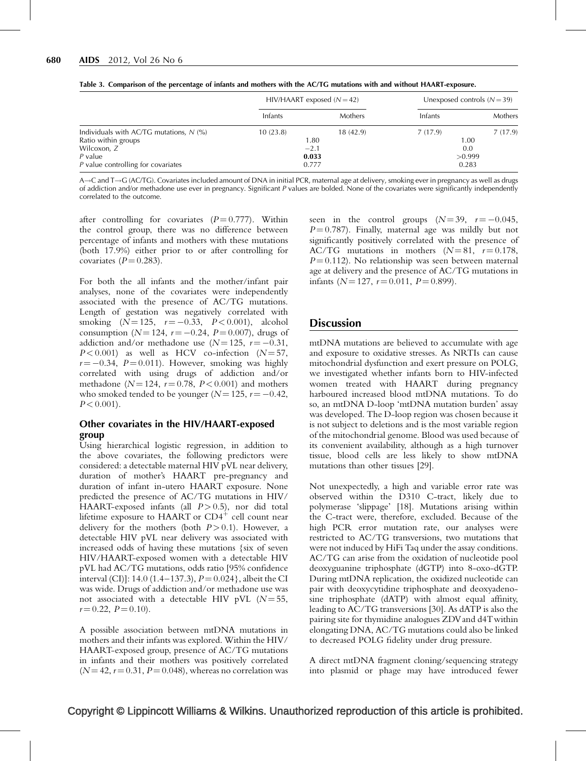Table 3. Comparison of the percentage of infants and mothers with the AC/TG mutations with and without HAART-exposure.

| | HIV/HAART exposed ($N = 42$) | | Unexposed controls ($N = 39$) | |
|---|---|---|---|---|
| | Infants | Mothers | Infants | Mothers |
| Individuals with AC/TG mutations, $N$ (%) | 10 (23.8) | 18 (42.9) | 7 (17.9) | 7 (17.9) |
| Ratio within groups | 1.80 | | 1.00 | |
| Wilcoxon, $Z$ | −2.1 | | 0.0 | |
| $P$ value | **0.033** | | >0.999 | |
| $P$ value controlling for covariates | 0.777 | | 0.283 | |

A→C and T→G (AC/TG). Covariates included amount of DNA in initial PCR, maternal age at delivery, smoking ever in pregnancy as well as drugs of addiction and/or methadone use ever in pregnancy. Significant $P$ values are bolded. None of the covariates were significantly independently correlated to the outcome.

after controlling for covariates ($P = 0.777$). Within the control group, there was no difference between percentage of infants and mothers with these mutations (both 17.9%) either prior to or after controlling for covariates ($P = 0.283$).

For both the all infants and the mother/infant pair analyses, none of the covariates were independently associated with the presence of AC/TG mutations. Length of gestation was negatively correlated with smoking ($N = 125$, $r = -0.33$, $P < 0.001$), alcohol consumption ($N = 124$, $r = -0.24$, $P = 0.007$), drugs of addiction and/or methadone use ($N = 125$, $r = -0.31$, $P < 0.001$) as well as HCV co-infection ($N = 57$, $r = -0.34$, $P = 0.011$). However, smoking was highly correlated with using drugs of addiction and/or methadone ($N = 124$, $r = 0.78$, $P < 0.001$) and mothers who smoked tended to be younger ($N = 125$, $r = -0.42$, $P < 0.001$).

### Other covariates in the HIV/HAART-exposed group

Using hierarchical logistic regression, in addition to the above covariates, the following predictors were considered: a detectable maternal HIV pVL near delivery, duration of mother's HAART pre-pregnancy and duration of infant in-utero HAART exposure. None predicted the presence of AC/TG mutations in HIV/HAART-exposed infants (all $P > 0.5$), nor did total lifetime exposure to HAART or $CD4^+$ cell count near delivery for the mothers (both $P > 0.1$). However, a detectable HIV pVL near delivery was associated with increased odds of having these mutations {six of seven HIV/HAART-exposed women with a detectable HIV pVL had AC/TG mutations, odds ratio [95% confidence interval (CI)]: 14.0 (1.4–137.3), $P = 0.024$}, albeit the CI was wide. Drugs of addiction and/or methadone use was not associated with a detectable HIV pVL ($N = 55$, $r = 0.22$, $P = 0.10$).

A possible association between mtDNA mutations in mothers and their infants was explored. Within the HIV/HAART-exposed group, presence of AC/TG mutations in infants and their mothers was positively correlated ($N = 42$, $r = 0.31$, $P = 0.048$), whereas no correlation was seen in the control groups ($N = 39$, $r = -0.045$, $P = 0.787$). Finally, maternal age was mildly but not significantly positively correlated with the presence of AC/TG mutations in mothers ($N = 81$, $r = 0.178$, $P = 0.112$). No relationship was seen between maternal age at delivery and the presence of AC/TG mutations in infants ($N = 127$, $r = 0.011$, $P = 0.899$).

## Discussion

mtDNA mutations are believed to accumulate with age and exposure to oxidative stresses. As NRTIs can cause mitochondrial dysfunction and exert pressure on POLG, we investigated whether infants born to HIV-infected women treated with HAART during pregnancy harboured increased blood mtDNA mutations. To do so, an mtDNA D-loop 'mtDNA mutation burden' assay was developed. The D-loop region was chosen because it is not subject to deletions and is the most variable region of the mitochondrial genome. Blood was used because of its convenient availability, although as a high turnover tissue, blood cells are less likely to show mtDNA mutations than other tissues [29].

Not unexpectedly, a high and variable error rate was observed within the D310 C-tract, likely due to polymerase 'slippage' [18]. Mutations arising within the C-tract were, therefore, excluded. Because of the high PCR error mutation rate, our analyses were restricted to AC/TG transversions, two mutations that were not induced by HiFi Taq under the assay conditions. AC/TG can arise from the oxidation of nucleotide pool deoxyguanine triphosphate (dGTP) into 8-oxo-dGTP. During mtDNA replication, the oxidized nucleotide can pair with deoxycytidine triphosphate and deoxyadenosine triphosphate (dATP) with almost equal affinity, leading to AC/TG transversions [30]. As dATP is also the pairing site for thymidine analogues ZDV and d4T within elongating DNA, AC/TG mutations could also be linked to decreased POLG fidelity under drug pressure.

A direct mtDNA fragment cloning/sequencing strategy into plasmid or phage may have introduced fewer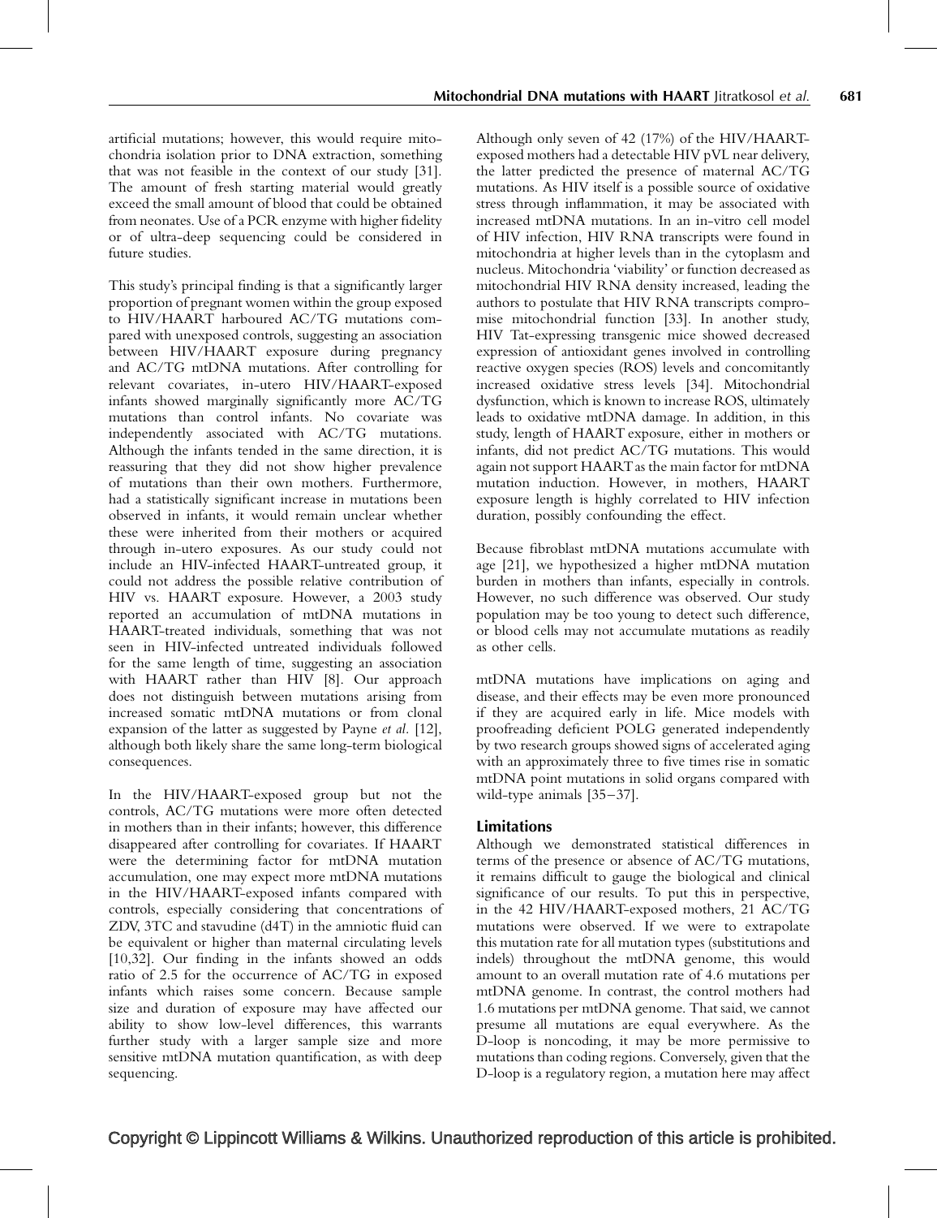artificial mutations; however, this would require mitochondria isolation prior to DNA extraction, something that was not feasible in the context of our study [31]. The amount of fresh starting material would greatly exceed the small amount of blood that could be obtained from neonates. Use of a PCR enzyme with higher fidelity or of ultra-deep sequencing could be considered in future studies.

This study's principal finding is that a significantly larger proportion of pregnant women within the group exposed to HIV/HAART harboured AC/TG mutations compared with unexposed controls, suggesting an association between HIV/HAART exposure during pregnancy and AC/TG mtDNA mutations. After controlling for relevant covariates, in-utero HIV/HAART-exposed infants showed marginally significantly more AC/TG mutations than control infants. No covariate was independently associated with AC/TG mutations. Although the infants tended in the same direction, it is reassuring that they did not show higher prevalence of mutations than their own mothers. Furthermore, had a statistically significant increase in mutations been observed in infants, it would remain unclear whether these were inherited from their mothers or acquired through in-utero exposures. As our study could not include an HIV-infected HAART-untreated group, it could not address the possible relative contribution of HIV vs. HAART exposure. However, a 2003 study reported an accumulation of mtDNA mutations in HAART-treated individuals, something that was not seen in HIV-infected untreated individuals followed for the same length of time, suggesting an association with HAART rather than HIV [8]. Our approach does not distinguish between mutations arising from increased somatic mtDNA mutations or from clonal expansion of the latter as suggested by Payne *et al.* [12], although both likely share the same long-term biological consequences.

In the HIV/HAART-exposed group but not the controls, AC/TG mutations were more often detected in mothers than in their infants; however, this difference disappeared after controlling for covariates. If HAART were the determining factor for mtDNA mutation accumulation, one may expect more mtDNA mutations in the HIV/HAART-exposed infants compared with controls, especially considering that concentrations of ZDV, 3TC and stavudine (d4T) in the amniotic fluid can be equivalent or higher than maternal circulating levels [10,32]. Our finding in the infants showed an odds ratio of 2.5 for the occurrence of AC/TG in exposed infants which raises some concern. Because sample size and duration of exposure may have affected our ability to show low-level differences, this warrants further study with a larger sample size and more sensitive mtDNA mutation quantification, as with deep sequencing.

Although only seven of 42 (17%) of the HIV/HAART-exposed mothers had a detectable HIV pVL near delivery, the latter predicted the presence of maternal AC/TG mutations. As HIV itself is a possible source of oxidative stress through inflammation, it may be associated with increased mtDNA mutations. In an in-vitro cell model of HIV infection, HIV RNA transcripts were found in mitochondria at higher levels than in the cytoplasm and nucleus. Mitochondria 'viability' or function decreased as mitochondrial HIV RNA density increased, leading the authors to postulate that HIV RNA transcripts compromise mitochondrial function [33]. In another study, HIV Tat-expressing transgenic mice showed decreased expression of antioxidant genes involved in controlling reactive oxygen species (ROS) levels and concomitantly increased oxidative stress levels [34]. Mitochondrial dysfunction, which is known to increase ROS, ultimately leads to oxidative mtDNA damage. In addition, in this study, length of HAART exposure, either in mothers or infants, did not predict AC/TG mutations. This would again not support HAART as the main factor for mtDNA mutation induction. However, in mothers, HAART exposure length is highly correlated to HIV infection duration, possibly confounding the effect.

Because fibroblast mtDNA mutations accumulate with age [21], we hypothesized a higher mtDNA mutation burden in mothers than infants, especially in controls. However, no such difference was observed. Our study population may be too young to detect such difference, or blood cells may not accumulate mutations as readily as other cells.

mtDNA mutations have implications on aging and disease, and their effects may be even more pronounced if they are acquired early in life. Mice models with proofreading deficient POLG generated independently by two research groups showed signs of accelerated aging with an approximately three to five times rise in somatic mtDNA point mutations in solid organs compared with wild-type animals [35–37].

## Limitations

Although we demonstrated statistical differences in terms of the presence or absence of AC/TG mutations, it remains difficult to gauge the biological and clinical significance of our results. To put this in perspective, in the 42 HIV/HAART-exposed mothers, 21 AC/TG mutations were observed. If we were to extrapolate this mutation rate for all mutation types (substitutions and indels) throughout the mtDNA genome, this would amount to an overall mutation rate of 4.6 mutations per mtDNA genome. In contrast, the control mothers had 1.6 mutations per mtDNA genome. That said, we cannot presume all mutations are equal everywhere. As the D-loop is noncoding, it may be more permissive to mutations than coding regions. Conversely, given that the D-loop is a regulatory region, a mutation here may affect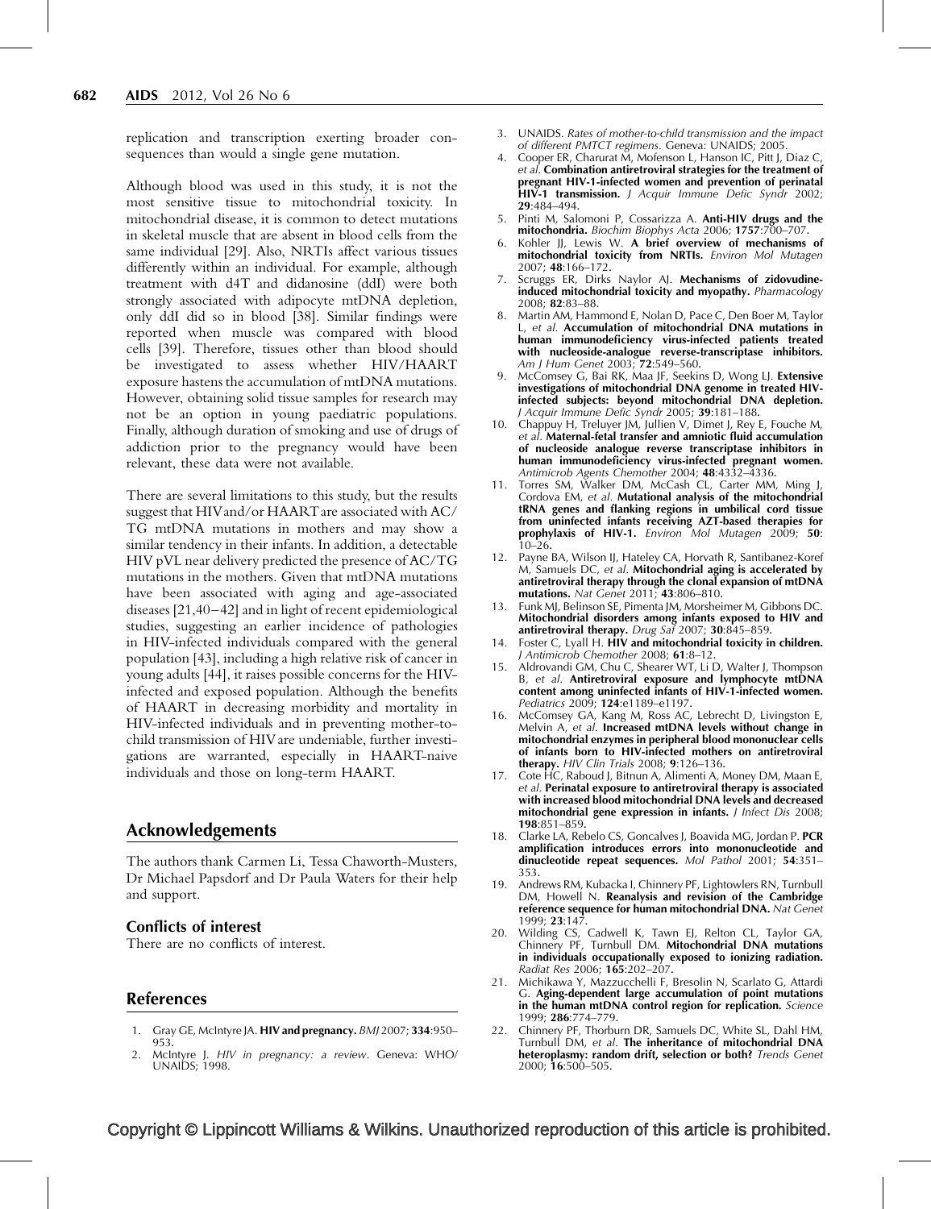replication and transcription exerting broader consequences than would a single gene mutation.

Although blood was used in this study, it is not the most sensitive tissue to mitochondrial toxicity. In mitochondrial disease, it is common to detect mutations in skeletal muscle that are absent in blood cells from the same individual [29]. Also, NRTIs affect various tissues differently within an individual. For example, although treatment with d4T and didanosine (ddI) were both strongly associated with adipocyte mtDNA depletion, only ddI did so in blood [38]. Similar findings were reported when muscle was compared with blood cells [39]. Therefore, tissues other than blood should be investigated to assess whether HIV/HAART exposure hastens the accumulation of mtDNA mutations. However, obtaining solid tissue samples for research may not be an option in young paediatric populations. Finally, although duration of smoking and use of drugs of addiction prior to the pregnancy would have been relevant, these data were not available.

There are several limitations to this study, but the results suggest that HIV and/or HAART are associated with AC/TG mtDNA mutations in mothers and may show a similar tendency in their infants. In addition, a detectable HIV pVL near delivery predicted the presence of AC/TG mutations in the mothers. Given that mtDNA mutations have been associated with aging and age-associated diseases [21,40–42] and in light of recent epidemiological studies, suggesting an earlier incidence of pathologies in HIV-infected individuals compared with the general population [43], including a high relative risk of cancer in young adults [44], it raises possible concerns for the HIV-infected and exposed population. Although the benefits of HAART in decreasing morbidity and mortality in HIV-infected individuals and in preventing mother-to-child transmission of HIV are undeniable, further investigations are warranted, especially in HAART-naive individuals and those on long-term HAART.

## Acknowledgements

The authors thank Carmen Li, Tessa Chaworth-Musters, Dr Michael Papsdorf and Dr Paula Waters for their help and support.

### Conflicts of interest

There are no conflicts of interest.

## References

1. Gray GE, McIntyre JA. **HIV and pregnancy.** *BMJ* 2007; **334**:950–953.
2. McIntyre J. *HIV in pregnancy: a review*. Geneva: WHO/UNAIDS; 1998.
3. UNAIDS. *Rates of mother-to-child transmission and the impact of different PMTCT regimens*. Geneva: UNAIDS; 2005.
4. Cooper ER, Charurat M, Mofenson L, Hanson IC, Pitt J, Diaz C, *et al*. **Combination antiretroviral strategies for the treatment of pregnant HIV-1-infected women and prevention of perinatal HIV-1 transmission.** *J Acquir Immune Defic Syndr* 2002; **29**:484–494.
5. Pinti M, Salomoni P, Cossarizza A. **Anti-HIV drugs and the mitochondria.** *Biochim Biophys Acta* 2006; **1757**:700–707.
6. Kohler JJ, Lewis W. **A brief overview of mechanisms of mitochondrial toxicity from NRTIs.** *Environ Mol Mutagen* 2007; **48**:166–172.
7. Scruggs ER, Dirks Naylor AJ. **Mechanisms of zidovudine-induced mitochondrial toxicity and myopathy.** *Pharmacology* 2008; **82**:83–88.
8. Martin AM, Hammond E, Nolan D, Pace C, Den Boer M, Taylor L, *et al*. **Accumulation of mitochondrial DNA mutations in human immunodeficiency virus-infected patients treated with nucleoside-analogue reverse-transcriptase inhibitors.** *Am J Hum Genet* 2003; **72**:549–560.
9. McComsey G, Bai RK, Maa JF, Seekins D, Wong LJ. **Extensive investigations of mitochondrial DNA genome in treated HIV-infected subjects: beyond mitochondrial DNA depletion.** *J Acquir Immune Defic Syndr* 2005; **39**:181–188.
10. Chappuy H, Treluyer JM, Jullien V, Dimet J, Rey E, Fouche M, *et al*. **Maternal-fetal transfer and amniotic fluid accumulation of nucleoside analogue reverse transcriptase inhibitors in human immunodeficiency virus-infected pregnant women.** *Antimicrob Agents Chemother* 2004; **48**:4332–4336.
11. Torres SM, Walker DM, McCash CL, Carter MM, Ming J, Cordova EM, *et al*. **Mutational analysis of the mitochondrial tRNA genes and flanking regions in umbilical cord tissue from uninfected infants receiving AZT-based therapies for prophylaxis of HIV-1.** *Environ Mol Mutagen* 2009; **50**: 10–26.
12. Payne BA, Wilson IJ, Hateley CA, Horvath R, Santibanez-Koref M, Samuels DC, *et al*. **Mitochondrial aging is accelerated by antiretroviral therapy through the clonal expansion of mtDNA mutations.** *Nat Genet* 2011; **43**:806–810.
13. Funk MJ, Belinson SE, Pimenta JM, Morsheimer M, Gibbons DC. **Mitochondrial disorders among infants exposed to HIV and antiretroviral therapy.** *Drug Saf* 2007; **30**:845–859.
14. Foster C, Lyall H. **HIV and mitochondrial toxicity in children.** *J Antimicrob Chemother* 2008; **61**:8–12.
15. Aldrovandi GM, Chu C, Shearer WT, Li D, Walter J, Thompson B, *et al*. **Antiretroviral exposure and lymphocyte mtDNA content among uninfected infants of HIV-1-infected women.** *Pediatrics* 2009; **124**:e1189–e1197.
16. McComsey GA, Kang M, Ross AC, Lebrecht D, Livingston E, Melvin A, *et al*. **Increased mtDNA levels without change in mitochondrial enzymes in peripheral blood mononuclear cells of infants born to HIV-infected mothers on antiretroviral therapy.** *HIV Clin Trials* 2008; **9**:126–136.
17. Cote HC, Raboud J, Bitnun A, Alimenti A, Money DM, Maan E, *et al*. **Perinatal exposure to antiretroviral therapy is associated with increased blood mitochondrial DNA levels and decreased mitochondrial gene expression in infants.** *J Infect Dis* 2008; **198**:851–859.
18. Clarke LA, Rebelo CS, Goncalves J, Boavida MG, Jordan P. **PCR amplification introduces errors into mononucleotide and dinucleotide repeat sequences.** *Mol Pathol* 2001; **54**:351–353.
19. Andrews RM, Kubacka I, Chinnery PF, Lightowlers RN, Turnbull DM, Howell N. **Reanalysis and revision of the Cambridge reference sequence for human mitochondrial DNA.** *Nat Genet* 1999; **23**:147.
20. Wilding CS, Cadwell K, Tawn EJ, Relton CL, Taylor GA, Chinnery PF, Turnbull DM. **Mitochondrial DNA mutations in individuals occupationally exposed to ionizing radiation.** *Radiat Res* 2006; **165**:202–207.
21. Michikawa Y, Mazzucchelli F, Bresolin N, Scarlato G, Attardi G. **Aging-dependent large accumulation of point mutations in the human mtDNA control region for replication.** *Science* 1999; **286**:774–779.
22. Chinnery PF, Thorburn DR, Samuels DC, White SL, Dahl HM, Turnbull DM, *et al*. **The inheritance of mitochondrial DNA heteroplasmy: random drift, selection or both?** *Trends Genet* 2000; **16**:500–505.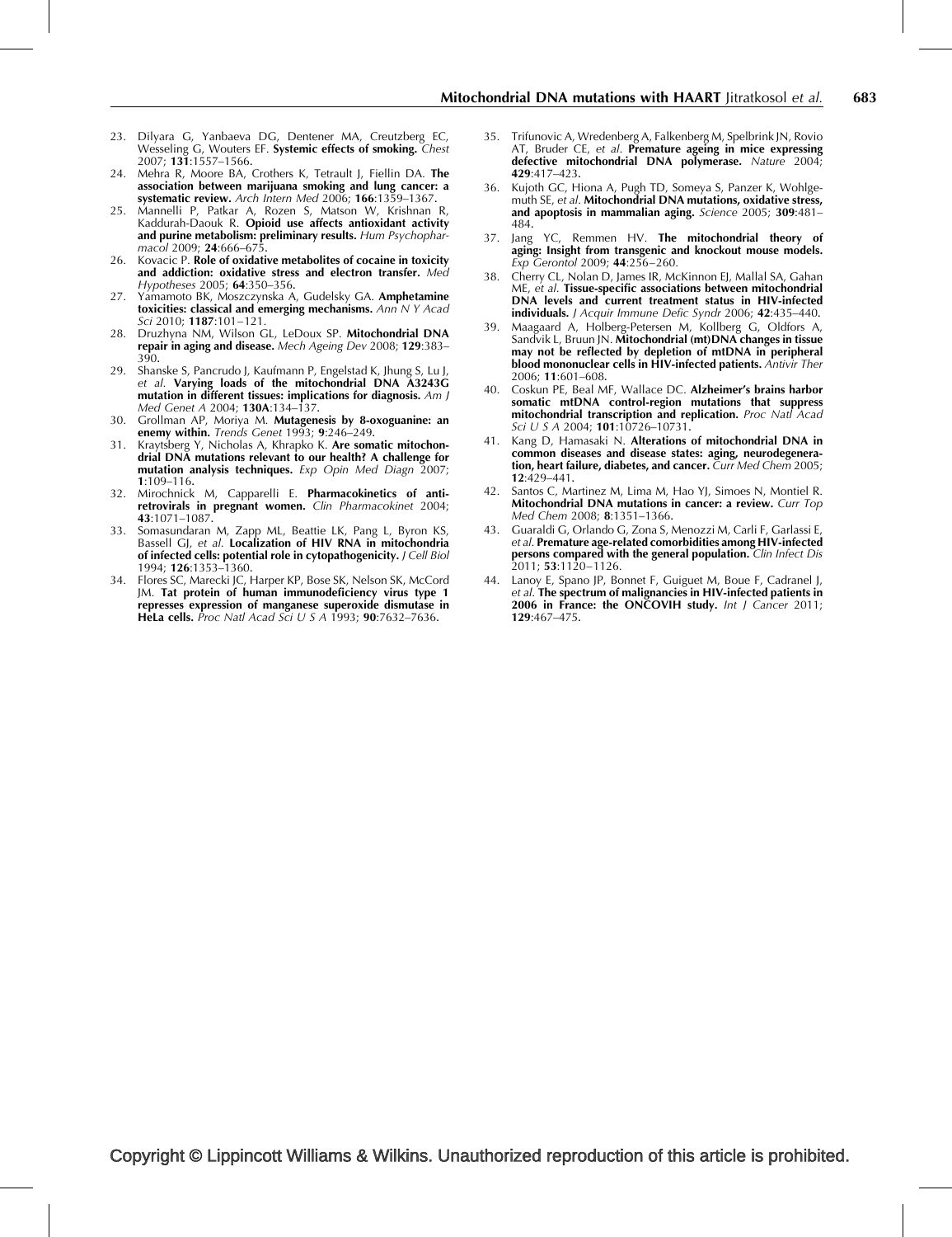23. Dilyara G, Yanbaeva DG, Dentener MA, Creutzberg EC, Wesseling G, Wouters EF. **Systemic effects of smoking.** *Chest* 2007; **131**:1557–1566.
24. Mehra R, Moore BA, Crothers K, Tetrault J, Fiellin DA. **The association between marijuana smoking and lung cancer: a systematic review.** *Arch Intern Med* 2006; **166**:1359–1367.
25. Mannelli P, Patkar A, Rozen S, Matson W, Krishnan R, Kaddurah-Daouk R. **Opioid use affects antioxidant activity and purine metabolism: preliminary results.** *Hum Psychopharmacol* 2009; **24**:666–675.
26. Kovacic P. **Role of oxidative metabolites of cocaine in toxicity and addiction: oxidative stress and electron transfer.** *Med Hypotheses* 2005; **64**:350–356.
27. Yamamoto BK, Moszczynska A, Gudelsky GA. **Amphetamine toxicities: classical and emerging mechanisms.** *Ann N Y Acad Sci* 2010; **1187**:101–121.
28. Druzhyna NM, Wilson GL, LeDoux SP. **Mitochondrial DNA repair in aging and disease.** *Mech Ageing Dev* 2008; **129**:383–390.
29. Shanske S, Pancrudo J, Kaufmann P, Engelstad K, Jhung S, Lu J, *et al.* **Varying loads of the mitochondrial DNA A3243G mutation in different tissues: implications for diagnosis.** *Am J Med Genet A* 2004; **130A**:134–137.
30. Grollman AP, Moriya M. **Mutagenesis by 8-oxoguanine: an enemy within.** *Trends Genet* 1993; **9**:246–249.
31. Kraytsberg Y, Nicholas A, Khrapko K. **Are somatic mitochondrial DNA mutations relevant to our health? A challenge for mutation analysis techniques.** *Exp Opin Med Diagn* 2007; **1**:109–116.
32. Mirochnick M, Capparelli E. **Pharmacokinetics of antiretrovirals in pregnant women.** *Clin Pharmacokinet* 2004; **43**:1071–1087.
33. Somasundaran M, Zapp ML, Beattie LK, Pang L, Byron KS, Bassell GJ, *et al.* **Localization of HIV RNA in mitochondria of infected cells: potential role in cytopathogenicity.** *J Cell Biol* 1994; **126**:1353–1360.
34. Flores SC, Marecki JC, Harper KP, Bose SK, Nelson SK, McCord JM. **Tat protein of human immunodeficiency virus type 1 represses expression of manganese superoxide dismutase in HeLa cells.** *Proc Natl Acad Sci U S A* 1993; **90**:7632–7636.
35. Trifunovic A, Wredenberg A, Falkenberg M, Spelbrink JN, Rovio AT, Bruder CE, *et al.* **Premature ageing in mice expressing defective mitochondrial DNA polymerase.** *Nature* 2004; **429**:417–423.
36. Kujoth GC, Hiona A, Pugh TD, Someya S, Panzer K, Wohlgemuth SE, *et al.* **Mitochondrial DNA mutations, oxidative stress, and apoptosis in mammalian aging.** *Science* 2005; **309**:481–484.
37. Jang YC, Remmen HV. **The mitochondrial theory of aging: Insight from transgenic and knockout mouse models.** *Exp Gerontol* 2009; **44**:256–260.
38. Cherry CL, Nolan D, James IR, McKinnon EJ, Mallal SA, Gahan ME, *et al.* **Tissue-specific associations between mitochondrial DNA levels and current treatment status in HIV-infected individuals.** *J Acquir Immune Defic Syndr* 2006; **42**:435–440.
39. Maagaard A, Holberg-Petersen M, Kollberg G, Oldfors A, Sandvik L, Bruun JN. **Mitochondrial (mt)DNA changes in tissue may not be reflected by depletion of mtDNA in peripheral blood mononuclear cells in HIV-infected patients.** *Antivir Ther* 2006; **11**:601–608.
40. Coskun PE, Beal MF, Wallace DC. **Alzheimer's brains harbor somatic mtDNA control-region mutations that suppress mitochondrial transcription and replication.** *Proc Natl Acad Sci U S A* 2004; **101**:10726–10731.
41. Kang D, Hamasaki N. **Alterations of mitochondrial DNA in common diseases and disease states: aging, neurodegeneration, heart failure, diabetes, and cancer.** *Curr Med Chem* 2005; **12**:429–441.
42. Santos C, Martinez M, Lima M, Hao YJ, Simoes N, Montiel R. **Mitochondrial DNA mutations in cancer: a review.** *Curr Top Med Chem* 2008; **8**:1351–1366.
43. Guaraldi G, Orlando G, Zona S, Menozzi M, Carli F, Garlassi E, *et al.* **Premature age-related comorbidities among HIV-infected persons compared with the general population.** *Clin Infect Dis* 2011; **53**:1120–1126.
44. Lanoy E, Spano JP, Bonnet F, Guiguet M, Boue F, Cadranel J, *et al.* **The spectrum of malignancies in HIV-infected patients in 2006 in France: the ONCOVIH study.** *Int J Cancer* 2011; **129**:467–475.

Copyright © Lippincott Williams & Wilkins. Unauthorized reproduction of this article is prohibited.